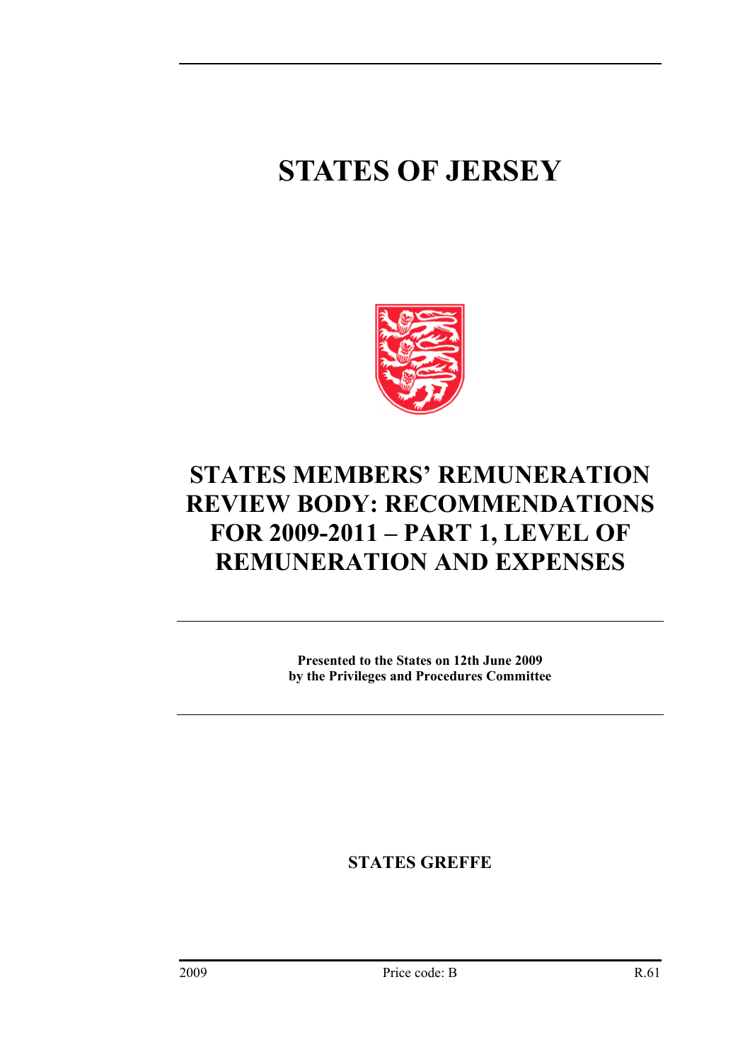# STATES OF JERSEY

# STATES MEMBERS' REMUNERATION REVIEW BODY: RECOMMENDATIONS FOR 2009-2011 – PART 1, LEVEL OF REMUNERATION AND EXPENSES

**Presented to the States on 12th June 2009 by the Privileges and Procedures Committee**

**STATES GREFFE**

2009 Price code: B R.61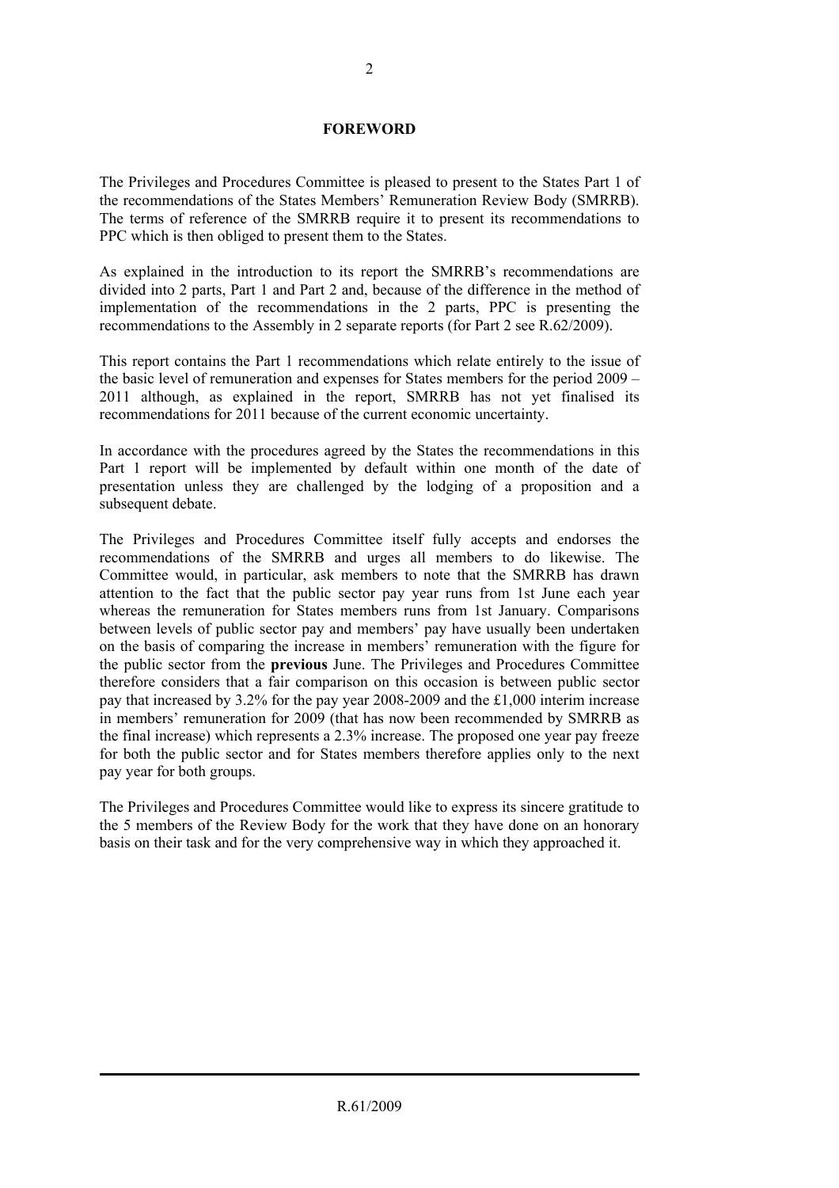## FOREWORD

The Privileges and Procedures Committee is pleased to present to the States Part 1 of the recommendations of the States Members' Remuneration Review Body (SMRRB). The terms of reference of the SMRRB require it to present its recommendations to PPC which is then obliged to present them to the States.

As explained in the introduction to its report the SMRRB's recommendations are divided into 2 parts, Part 1 and Part 2 and, because of the difference in the method of implementation of the recommendations in the 2 parts, PPC is presenting the recommendations to the Assembly in 2 separate reports (for Part 2 see R.62/2009).

This report contains the Part 1 recommendations which relate entirely to the issue of the basic level of remuneration and expenses for States members for the period 2009 – 2011 although, as explained in the report, SMRRB has not yet finalised its recommendations for 2011 because of the current economic uncertainty.

In accordance with the procedures agreed by the States the recommendations in this Part 1 report will be implemented by default within one month of the date of presentation unless they are challenged by the lodging of a proposition and a subsequent debate.

The Privileges and Procedures Committee itself fully accepts and endorses the recommendations of the SMRRB and urges all members to do likewise. The Committee would, in particular, ask members to note that the SMRRB has drawn attention to the fact that the public sector pay year runs from 1st June each year whereas the remuneration for States members runs from 1st January. Comparisons between levels of public sector pay and members' pay have usually been undertaken on the basis of comparing the increase in members' remuneration with the figure for the public sector from the **previous** June. The Privileges and Procedures Committee therefore considers that a fair comparison on this occasion is between public sector pay that increased by 3.2% for the pay year 2008-2009 and the £1,000 interim increase in members' remuneration for 2009 (that has now been recommended by SMRRB as the final increase) which represents a 2.3% increase. The proposed one year pay freeze for both the public sector and for States members therefore applies only to the next pay year for both groups.

The Privileges and Procedures Committee would like to express its sincere gratitude to the 5 members of the Review Body for the work that they have done on an honorary basis on their task and for the very comprehensive way in which they approached it.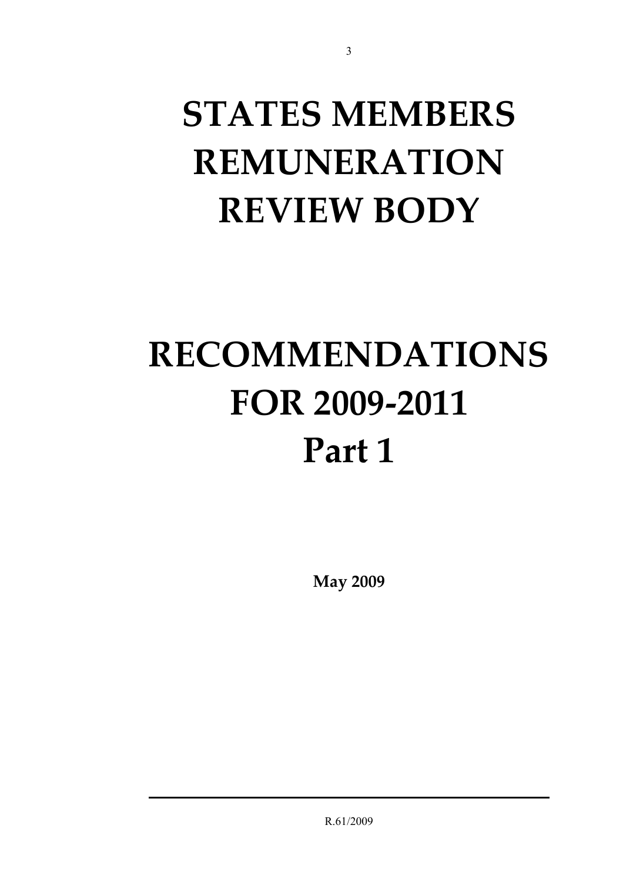# STATES MEMBERS REMUNERATION REVIEW BODY

# RECOMMENDATIONS FOR 2009-2011 Part 1

**May 2009**

R.61/2009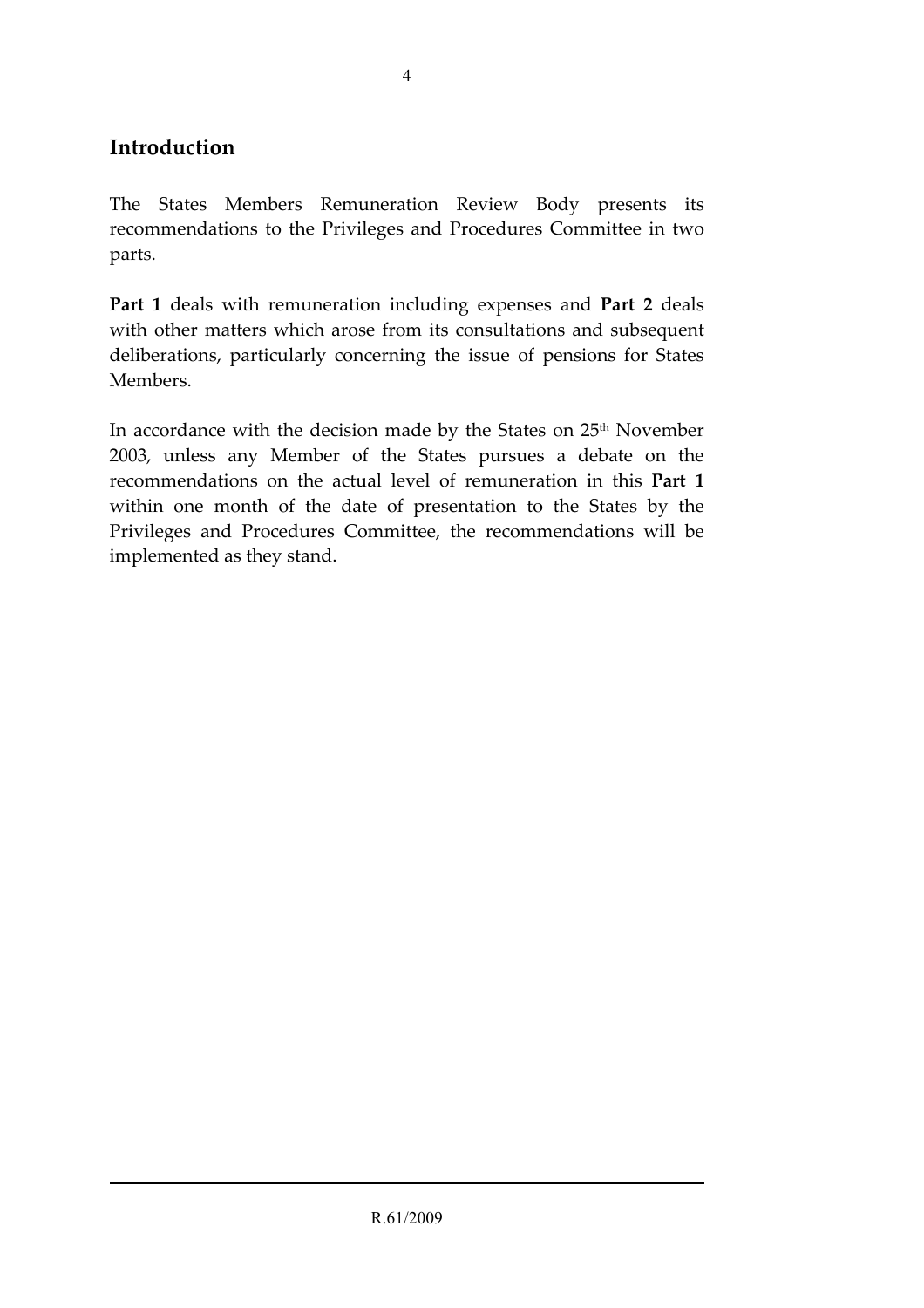## Introduction

The States Members Remuneration Review Body presents its recommendations to the Privileges and Procedures Committee in two parts.

**Part 1** deals with remuneration including expenses and **Part 2** deals with other matters which arose from its consultations and subsequent deliberations, particularly concerning the issue of pensions for States Members.

In accordance with the decision made by the States on 25th November 2003, unless any Member of the States pursues a debate on the recommendations on the actual level of remuneration in this **Part 1** within one month of the date of presentation to the States by the Privileges and Procedures Committee, the recommendations will be implemented as they stand.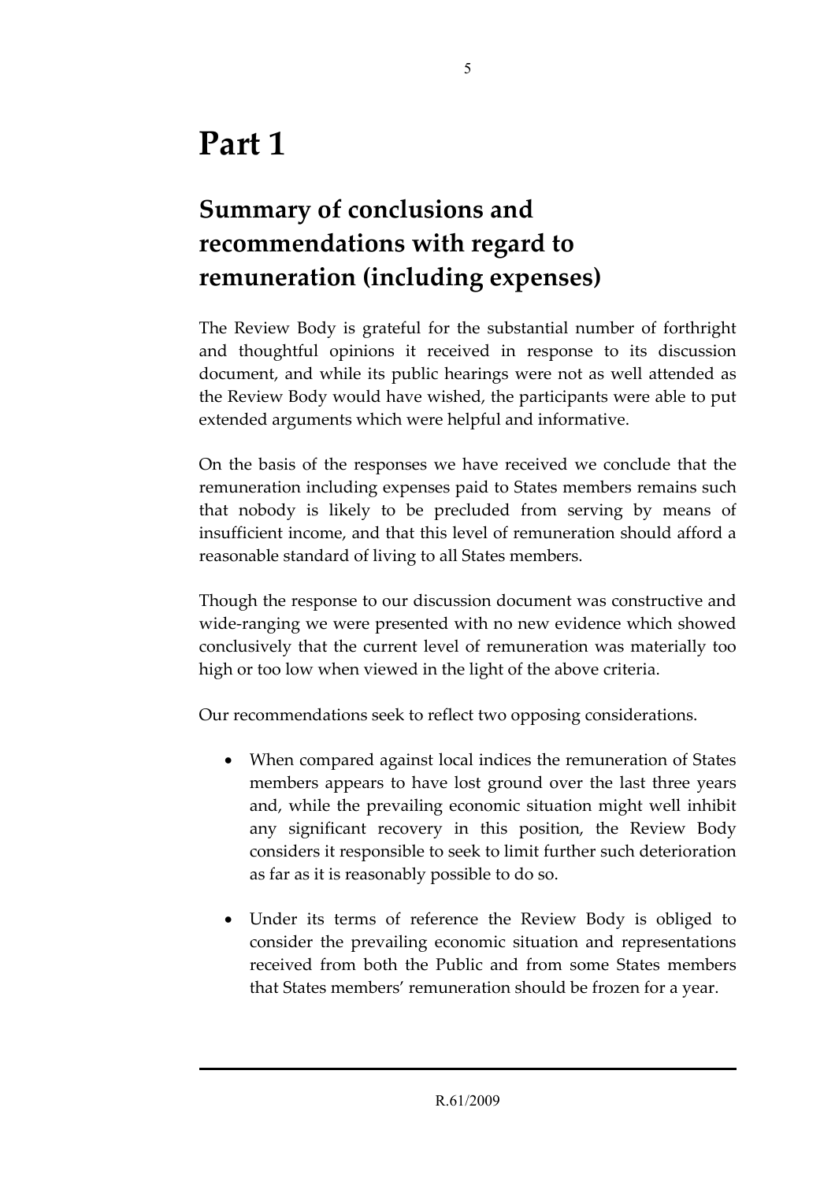# Part 1

## Summary of conclusions and recommendations with regard to remuneration (including expenses)

The Review Body is grateful for the substantial number of forthright and thoughtful opinions it received in response to its discussion document, and while its public hearings were not as well attended as the Review Body would have wished, the participants were able to put extended arguments which were helpful and informative.

On the basis of the responses we have received we conclude that the remuneration including expenses paid to States members remains such that nobody is likely to be precluded from serving by means of insufficient income, and that this level of remuneration should afford a reasonable standard of living to all States members.

Though the response to our discussion document was constructive and wide-ranging we were presented with no new evidence which showed conclusively that the current level of remuneration was materially too high or too low when viewed in the light of the above criteria.

Our recommendations seek to reflect two opposing considerations.

- When compared against local indices the remuneration of States members appears to have lost ground over the last three years and, while the prevailing economic situation might well inhibit any significant recovery in this position, the Review Body considers it responsible to seek to limit further such deterioration as far as it is reasonably possible to do so.
- Under its terms of reference the Review Body is obliged to consider the prevailing economic situation and representations received from both the Public and from some States members that States members' remuneration should be frozen for a year.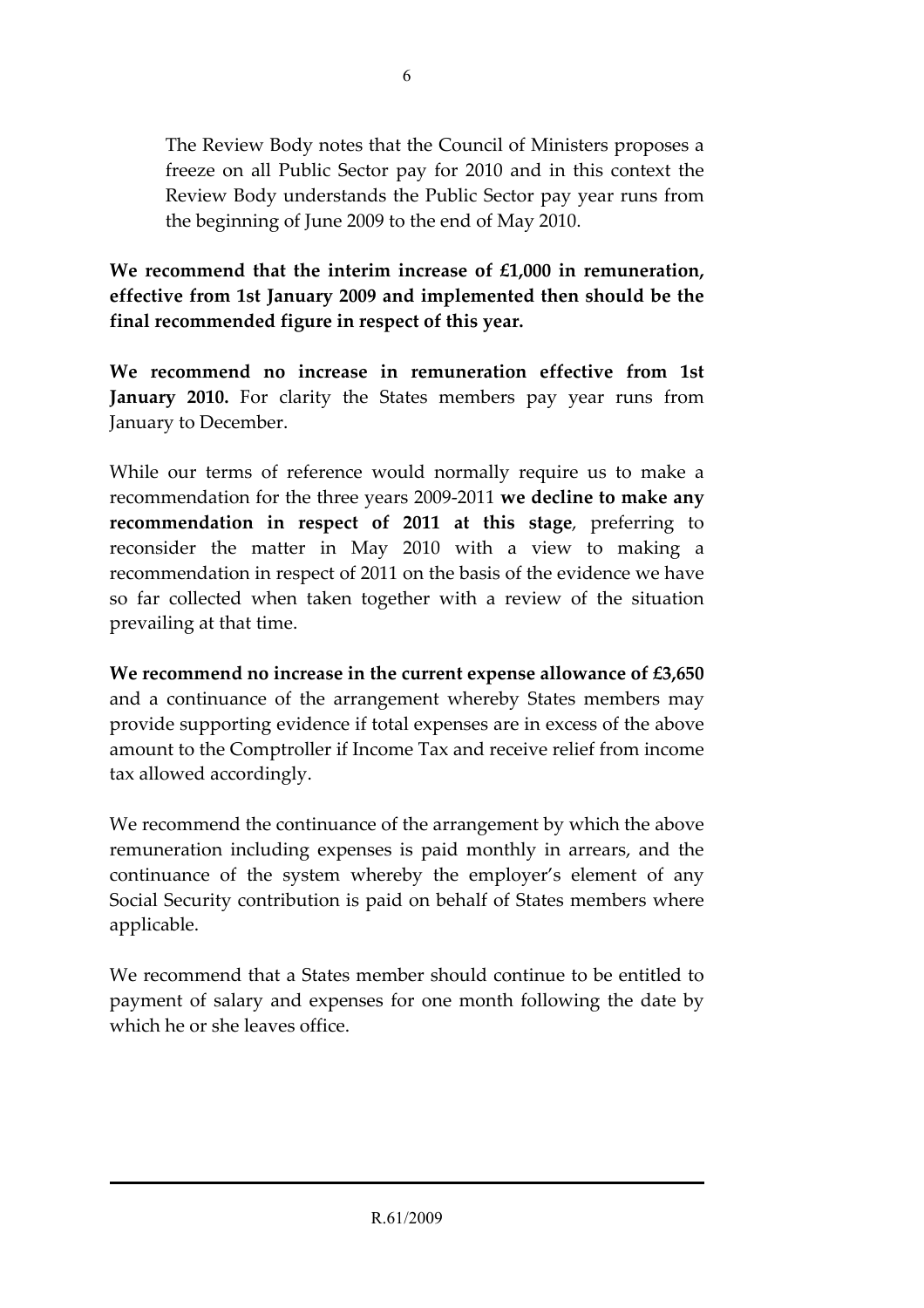The Review Body notes that the Council of Ministers proposes a freeze on all Public Sector pay for 2010 and in this context the Review Body understands the Public Sector pay year runs from the beginning of June 2009 to the end of May 2010.

**We recommend that the interim increase of £1,000 in remuneration, effective from 1st January 2009 and implemented then should be the final recommended figure in respect of this year.**

**We recommend no increase in remuneration effective from 1st January 2010.** For clarity the States members pay year runs from January to December.

While our terms of reference would normally require us to make a recommendation for the three years 2009-2011 **we decline to make any recommendation in respect of 2011 at this stage**, preferring to reconsider the matter in May 2010 with a view to making a recommendation in respect of 2011 on the basis of the evidence we have so far collected when taken together with a review of the situation prevailing at that time.

**We recommend no increase in the current expense allowance of £3,650** and a continuance of the arrangement whereby States members may provide supporting evidence if total expenses are in excess of the above amount to the Comptroller if Income Tax and receive relief from income tax allowed accordingly.

We recommend the continuance of the arrangement by which the above remuneration including expenses is paid monthly in arrears, and the continuance of the system whereby the employer's element of any Social Security contribution is paid on behalf of States members where applicable.

We recommend that a States member should continue to be entitled to payment of salary and expenses for one month following the date by which he or she leaves office.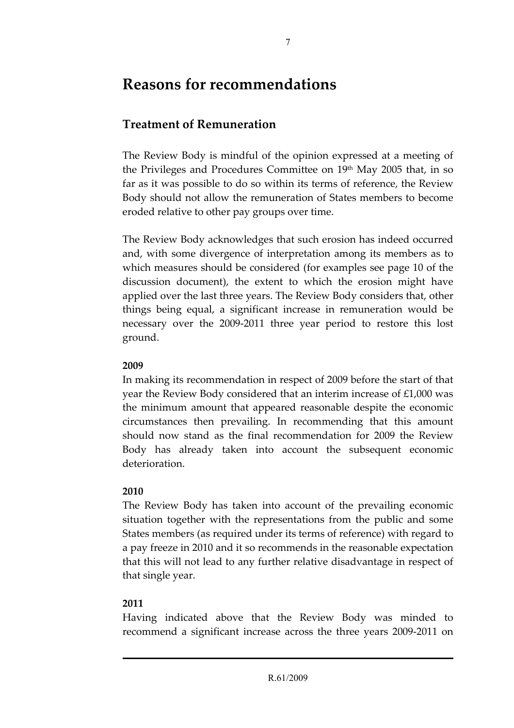# Reasons for recommendations

## Treatment of Remuneration

The Review Body is mindful of the opinion expressed at a meeting of the Privileges and Procedures Committee on 19th May 2005 that, in so far as it was possible to do so within its terms of reference, the Review Body should not allow the remuneration of States members to become eroded relative to other pay groups over time.

The Review Body acknowledges that such erosion has indeed occurred and, with some divergence of interpretation among its members as to which measures should be considered (for examples see page 10 of the discussion document), the extent to which the erosion might have applied over the last three years. The Review Body considers that, other things being equal, a significant increase in remuneration would be necessary over the 2009-2011 three year period to restore this lost ground.

**2009**

In making its recommendation in respect of 2009 before the start of that year the Review Body considered that an interim increase of £1,000 was the minimum amount that appeared reasonable despite the economic circumstances then prevailing. In recommending that this amount should now stand as the final recommendation for 2009 the Review Body has already taken into account the subsequent economic deterioration.

**2010**

The Review Body has taken into account of the prevailing economic situation together with the representations from the public and some States members (as required under its terms of reference) with regard to a pay freeze in 2010 and it so recommends in the reasonable expectation that this will not lead to any further relative disadvantage in respect of that single year.

**2011**

Having indicated above that the Review Body was minded to recommend a significant increase across the three years 2009-2011 on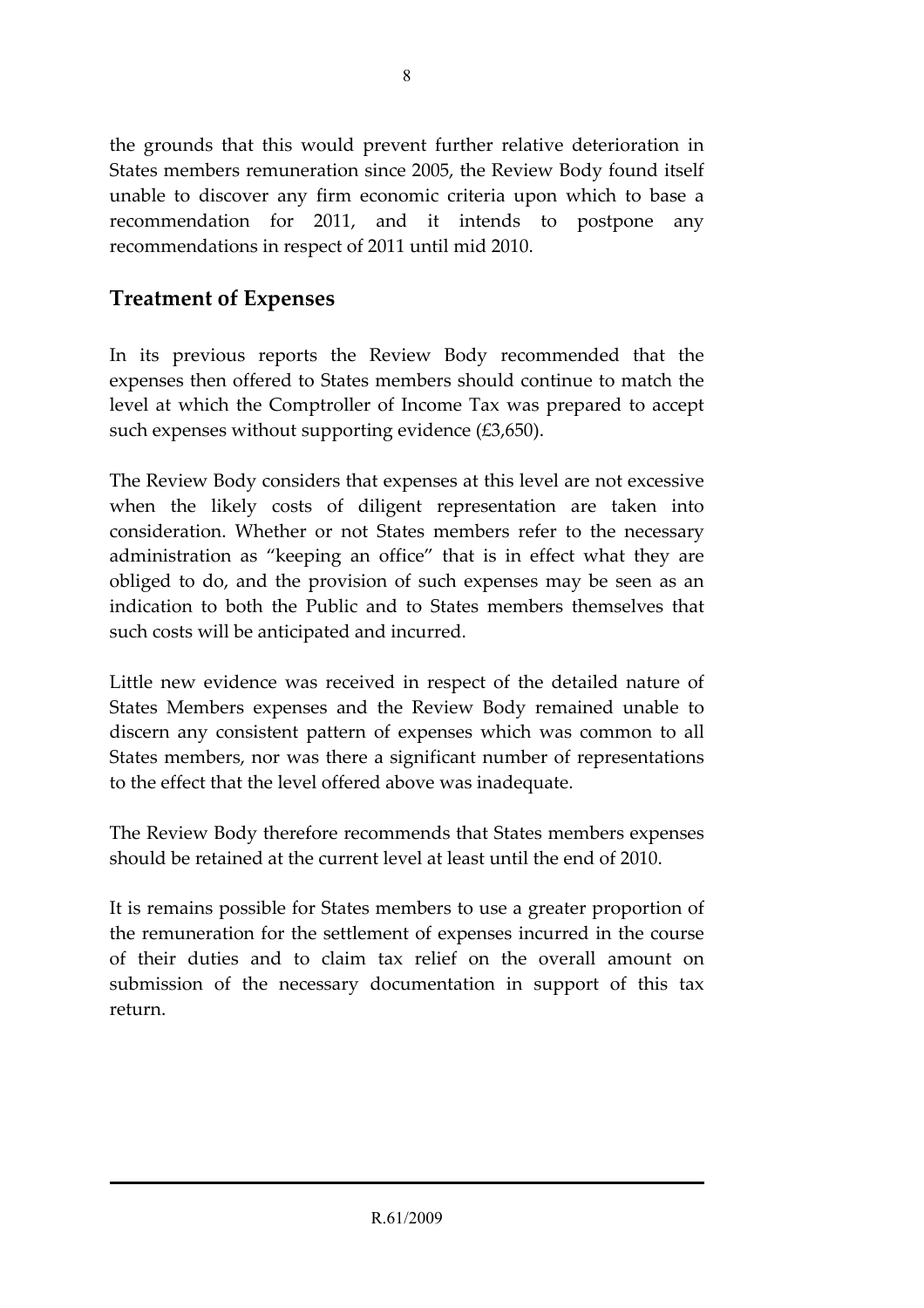the grounds that this would prevent further relative deterioration in States members remuneration since 2005, the Review Body found itself unable to discover any firm economic criteria upon which to base a recommendation for 2011, and it intends to postpone any recommendations in respect of 2011 until mid 2010.

## Treatment of Expenses

In its previous reports the Review Body recommended that the expenses then offered to States members should continue to match the level at which the Comptroller of Income Tax was prepared to accept such expenses without supporting evidence (£3,650).

The Review Body considers that expenses at this level are not excessive when the likely costs of diligent representation are taken into consideration. Whether or not States members refer to the necessary administration as "keeping an office" that is in effect what they are obliged to do, and the provision of such expenses may be seen as an indication to both the Public and to States members themselves that such costs will be anticipated and incurred.

Little new evidence was received in respect of the detailed nature of States Members expenses and the Review Body remained unable to discern any consistent pattern of expenses which was common to all States members, nor was there a significant number of representations to the effect that the level offered above was inadequate.

The Review Body therefore recommends that States members expenses should be retained at the current level at least until the end of 2010.

It is remains possible for States members to use a greater proportion of the remuneration for the settlement of expenses incurred in the course of their duties and to claim tax relief on the overall amount on submission of the necessary documentation in support of this tax return.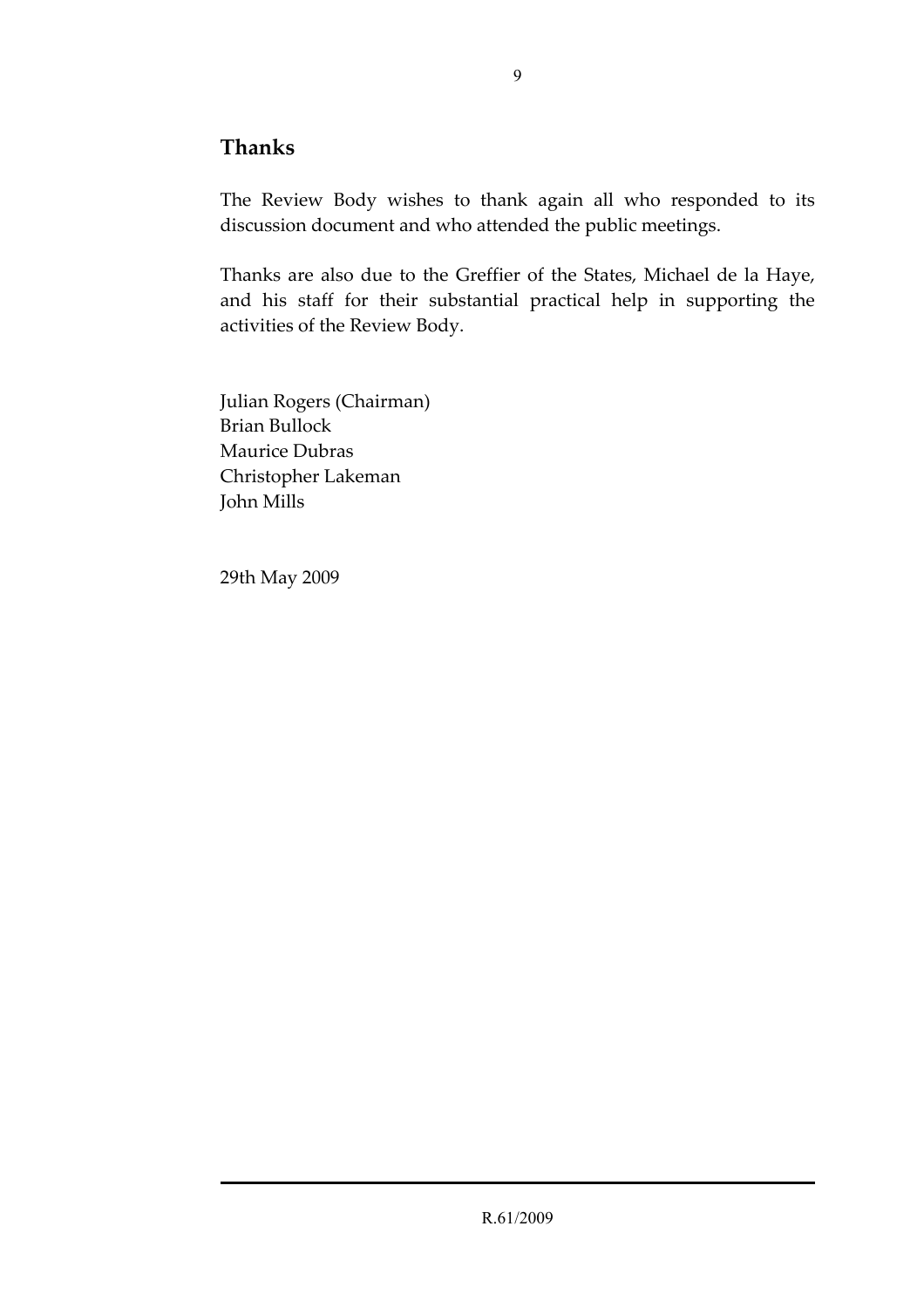## Thanks

The Review Body wishes to thank again all who responded to its discussion document and who attended the public meetings.

Thanks are also due to the Greffier of the States, Michael de la Haye, and his staff for their substantial practical help in supporting the activities of the Review Body.

Julian Rogers (Chairman)
Brian Bullock
Maurice Dubras
Christopher Lakeman
John Mills

29th May 2009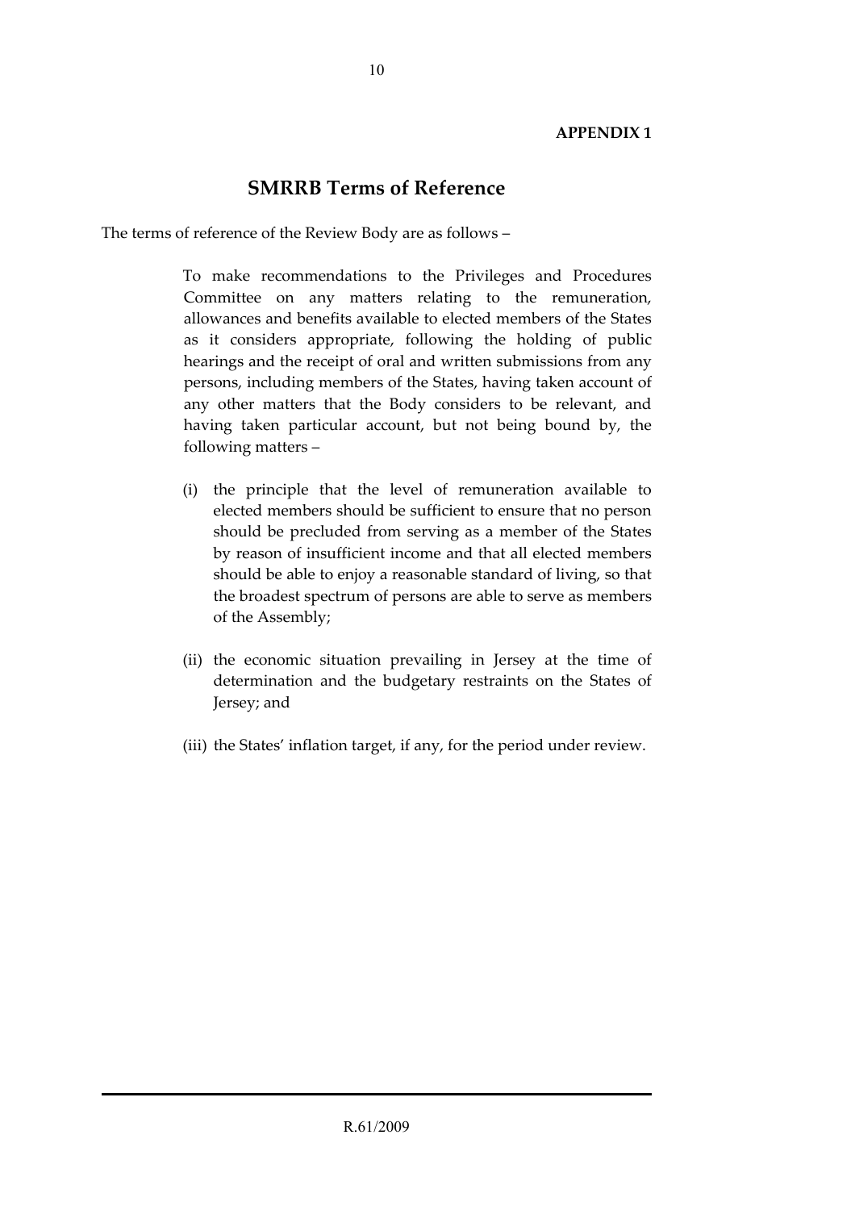**APPENDIX 1**

## SMRRB Terms of Reference

The terms of reference of the Review Body are as follows –

> To make recommendations to the Privileges and Procedures Committee on any matters relating to the remuneration, allowances and benefits available to elected members of the States as it considers appropriate, following the holding of public hearings and the receipt of oral and written submissions from any persons, including members of the States, having taken account of any other matters that the Body considers to be relevant, and having taken particular account, but not being bound by, the following matters –
>
> (i) the principle that the level of remuneration available to elected members should be sufficient to ensure that no person should be precluded from serving as a member of the States by reason of insufficient income and that all elected members should be able to enjoy a reasonable standard of living, so that the broadest spectrum of persons are able to serve as members of the Assembly;
>
> (ii) the economic situation prevailing in Jersey at the time of determination and the budgetary restraints on the States of Jersey; and
>
> (iii) the States' inflation target, if any, for the period under review.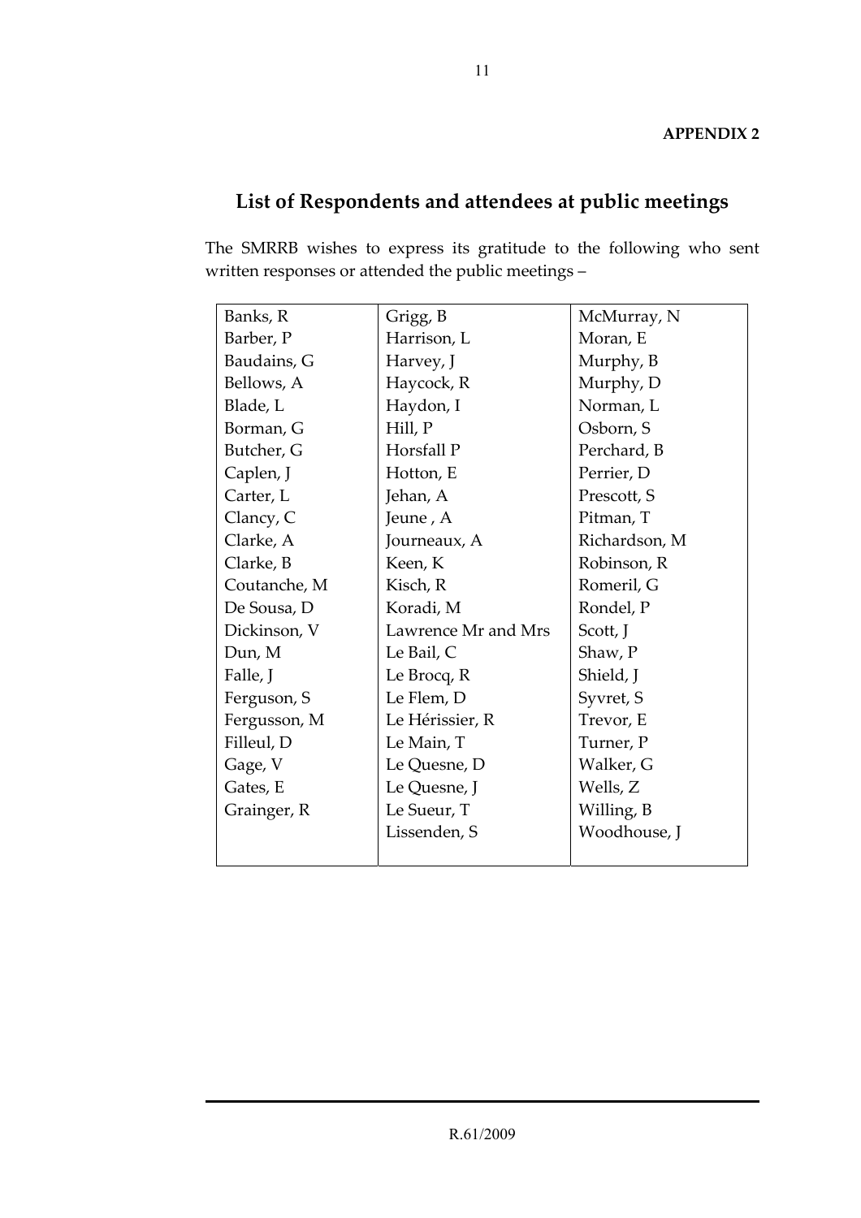**APPENDIX 2**

## List of Respondents and attendees at public meetings

The SMRRB wishes to express its gratitude to the following who sent written responses or attended the public meetings –

| | | |
|---|---|---|
| Banks, R | Grigg, B | McMurray, N |
| Barber, P | Harrison, L | Moran, E |
| Baudains, G | Harvey, J | Murphy, B |
| Bellows, A | Haycock, R | Murphy, D |
| Blade, L | Haydon, I | Norman, L |
| Borman, G | Hill, P | Osborn, S |
| Butcher, G | Horsfall P | Perchard, B |
| Caplen, J | Hotton, E | Perrier, D |
| Carter, L | Jehan, A | Prescott, S |
| Clancy, C | Jeune , A | Pitman, T |
| Clarke, A | Journeaux, A | Richardson, M |
| Clarke, B | Keen, K | Robinson, R |
| Coutanche, M | Kisch, R | Romeril, G |
| De Sousa, D | Koradi, M | Rondel, P |
| Dickinson, V | Lawrence Mr and Mrs | Scott, J |
| Dun, M | Le Bail, C | Shaw, P |
| Falle, J | Le Brocq, R | Shield, J |
| Ferguson, S | Le Flem, D | Syvret, S |
| Fergusson, M | Le Hérissier, R | Trevor, E |
| Filleul, D | Le Main, T | Turner, P |
| Gage, V | Le Quesne, D | Walker, G |
| Gates, E | Le Quesne, J | Wells, Z |
| Grainger, R | Le Sueur, T | Willing, B |
| | Lissenden, S | Woodhouse, J |

R.61/2009